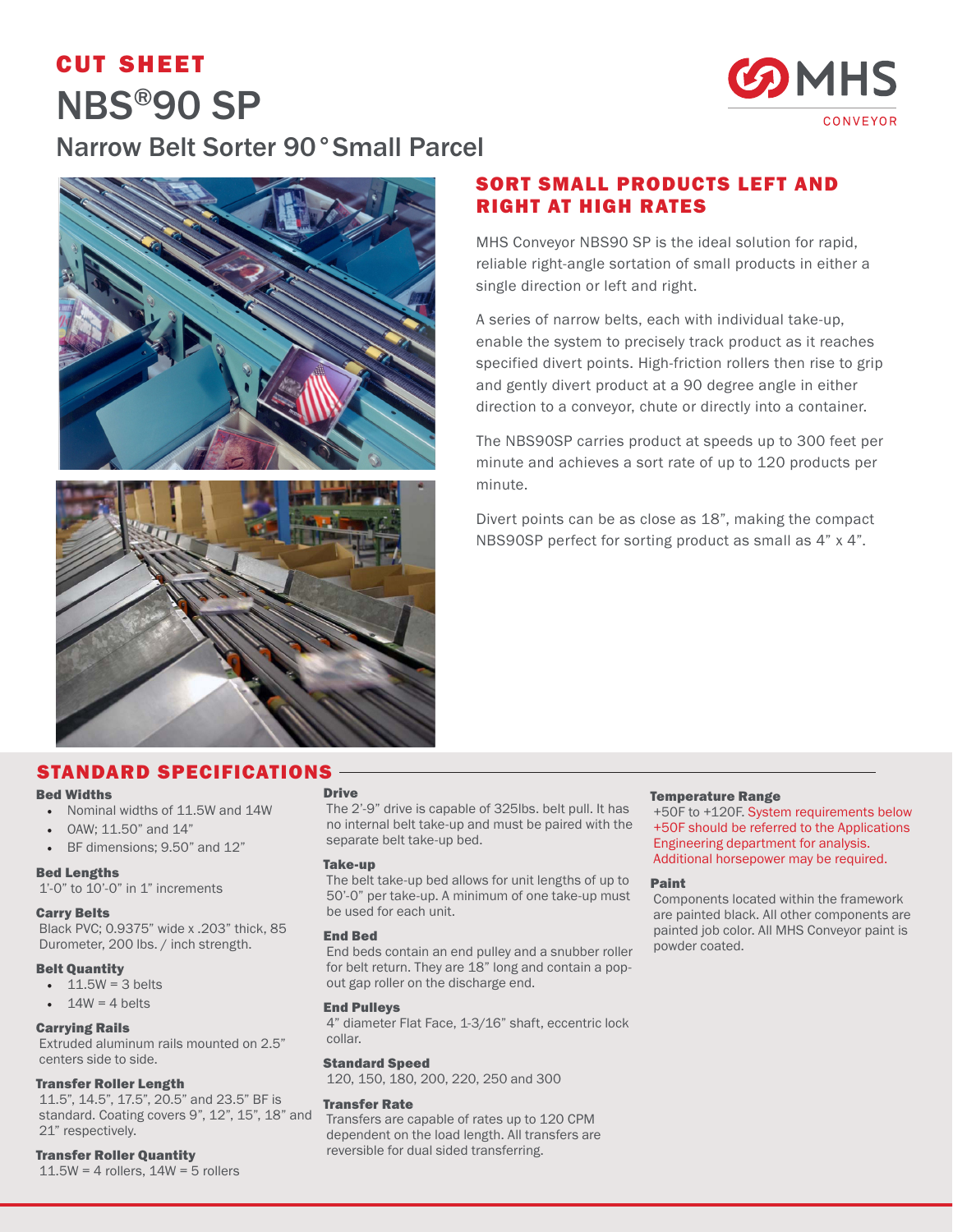# CUT SHEET

# NBS®90 SP

## Narrow Belt Sorter 90° Small Parcel

MHS CONVEYOR

## SORT SMALL PRODUCTS LEFT AND RIGHT AT HIGH RATES

MHS Conveyor NBS90 SP is the ideal solution for rapid, reliable right-angle sortation of small products in either a single direction or left and right.

A series of narrow belts, each with individual take-up, enable the system to precisely track product as it reaches specified divert points. High-friction rollers then rise to grip and gently divert product at a 90 degree angle in either direction to a conveyor, chute or directly into a container.

The NBS90SP carries product at speeds up to 300 feet per minute and achieves a sort rate of up to 120 products per minute.

Divert points can be as close as 18", making the compact NBS90SP perfect for sorting product as small as 4" x 4".

## STANDARD SPECIFICATIONS

**Bed Widths**

- Nominal widths of 11.5W and 14W
- OAW; 11.50" and 14"
- BF dimensions; 9.50" and 12"

**Bed Lengths**

1'-0" to 10'-0" in 1" increments

**Carry Belts**

Black PVC; 0.9375" wide x .203" thick, 85 Durometer, 200 lbs. / inch strength.

**Belt Quantity**

- 11.5W = 3 belts
- 14W = 4 belts

**Carrying Rails**

Extruded aluminum rails mounted on 2.5" centers side to side.

**Transfer Roller Length**

11.5", 14.5", 17.5", 20.5" and 23.5" BF is standard. Coating covers 9", 12", 15", 18" and 21" respectively.

**Transfer Roller Quantity**

11.5W = 4 rollers, 14W = 5 rollers

**Drive**

The 2'-9" drive is capable of 325lbs. belt pull. It has no internal belt take-up and must be paired with the separate belt take-up bed.

**Take-up**

The belt take-up bed allows for unit lengths of up to 50'-0" per take-up. A minimum of one take-up must be used for each unit.

**End Bed**

End beds contain an end pulley and a snubber roller for belt return. They are 18" long and contain a pop-out gap roller on the discharge end.

**End Pulleys**

4" diameter Flat Face, 1-3/16" shaft, eccentric lock collar.

**Standard Speed**

120, 150, 180, 200, 220, 250 and 300

**Transfer Rate**

Transfers are capable of rates up to 120 CPM dependent on the load length. All transfers are reversible for dual sided transferring.

**Temperature Range**

+50F to +120F. System requirements below +50F should be referred to the Applications Engineering department for analysis. Additional horsepower may be required.

**Paint**

Components located within the framework are painted black. All other components are painted job color. All MHS Conveyor paint is powder coated.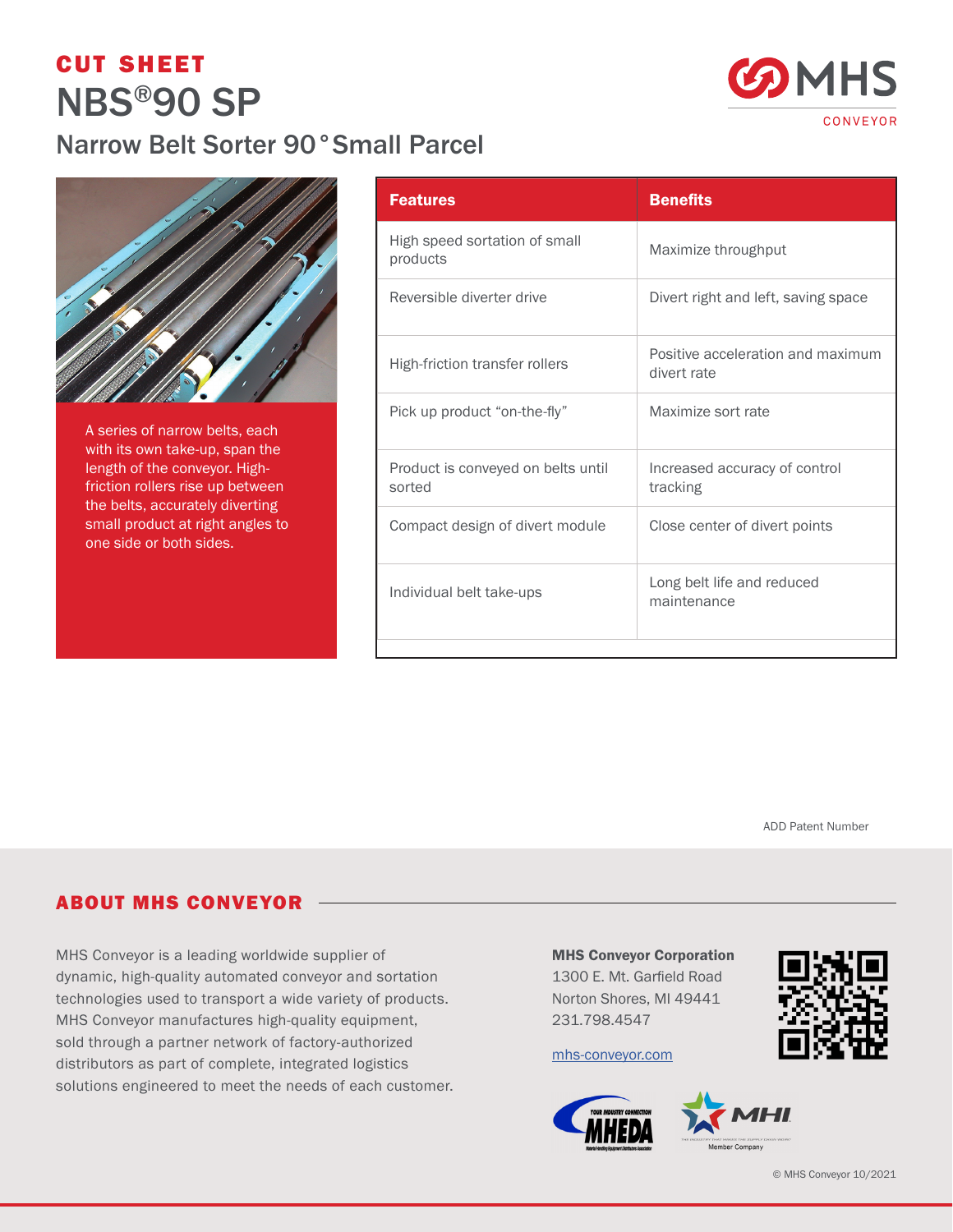**CUT SHEET**

# NBS®90 SP

## Narrow Belt Sorter 90° Small Parcel

A series of narrow belts, each with its own take-up, span the length of the conveyor. High-friction rollers rise up between the belts, accurately diverting small product at right angles to one side or both sides.

| Features | Benefits |
|---|---|
| High speed sortation of small products | Maximize throughput |
| Reversible diverter drive | Divert right and left, saving space |
| High-friction transfer rollers | Positive acceleration and maximum divert rate |
| Pick up product "on-the-fly" | Maximize sort rate |
| Product is conveyed on belts until sorted | Increased accuracy of control tracking |
| Compact design of divert module | Close center of divert points |
| Individual belt take-ups | Long belt life and reduced maintenance |

ADD Patent Number

## ABOUT MHS CONVEYOR

MHS Conveyor is a leading worldwide supplier of dynamic, high-quality automated conveyor and sortation technologies used to transport a wide variety of products. MHS Conveyor manufactures high-quality equipment, sold through a partner network of factory-authorized distributors as part of complete, integrated logistics solutions engineered to meet the needs of each customer.

**MHS Conveyor Corporation**
1300 E. Mt. Garfield Road
Norton Shores, MI 49441
231.798.4547

mhs-conveyor.com

© MHS Conveyor 10/2021